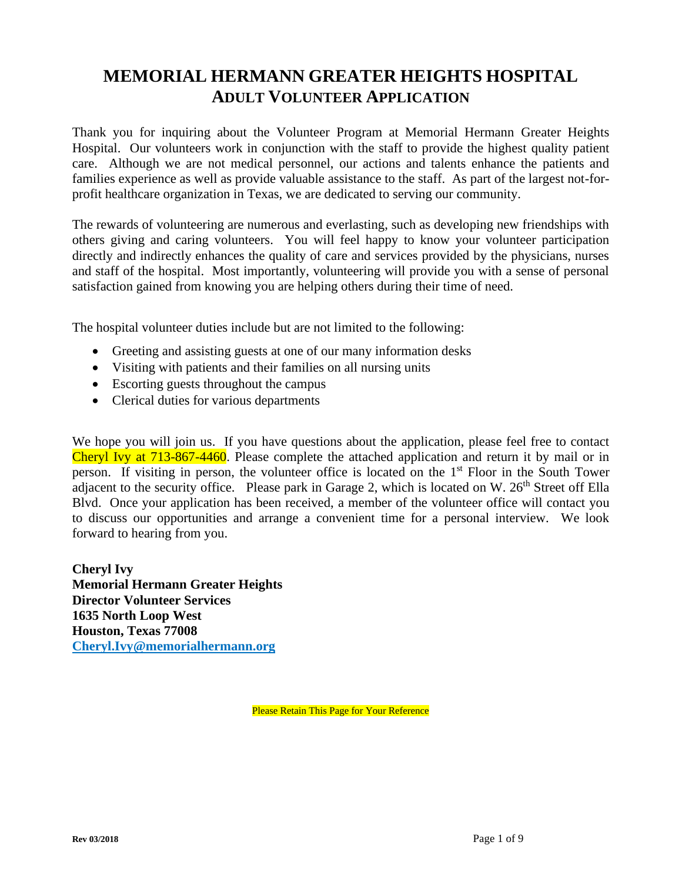# MEMORIAL HERMANN GREATER HEIGHTS HOSPITAL

## ADULT VOLUNTEER APPLICATION

Thank you for inquiring about the Volunteer Program at Memorial Hermann Greater Heights Hospital. Our volunteers work in conjunction with the staff to provide the highest quality patient care. Although we are not medical personnel, our actions and talents enhance the patients and families experience as well as provide valuable assistance to the staff. As part of the largest not-for-profit healthcare organization in Texas, we are dedicated to serving our community.

The rewards of volunteering are numerous and everlasting, such as developing new friendships with others giving and caring volunteers. You will feel happy to know your volunteer participation directly and indirectly enhances the quality of care and services provided by the physicians, nurses and staff of the hospital. Most importantly, volunteering will provide you with a sense of personal satisfaction gained from knowing you are helping others during their time of need.

The hospital volunteer duties include but are not limited to the following:

- Greeting and assisting guests at one of our many information desks
- Visiting with patients and their families on all nursing units
- Escorting guests throughout the campus
- Clerical duties for various departments

We hope you will join us. If you have questions about the application, please feel free to contact Cheryl Ivy at 713-867-4460. Please complete the attached application and return it by mail or in person. If visiting in person, the volunteer office is located on the 1st Floor in the South Tower adjacent to the security office. Please park in Garage 2, which is located on W. 26th Street off Ella Blvd. Once your application has been received, a member of the volunteer office will contact you to discuss our opportunities and arrange a convenient time for a personal interview. We look forward to hearing from you.

**Cheryl Ivy**
**Memorial Hermann Greater Heights**
**Director Volunteer Services**
**1635 North Loop West**
**Houston, Texas 77008**
**Cheryl.Ivy@memorialhermann.org**

Please Retain This Page for Your Reference

Rev 03/2018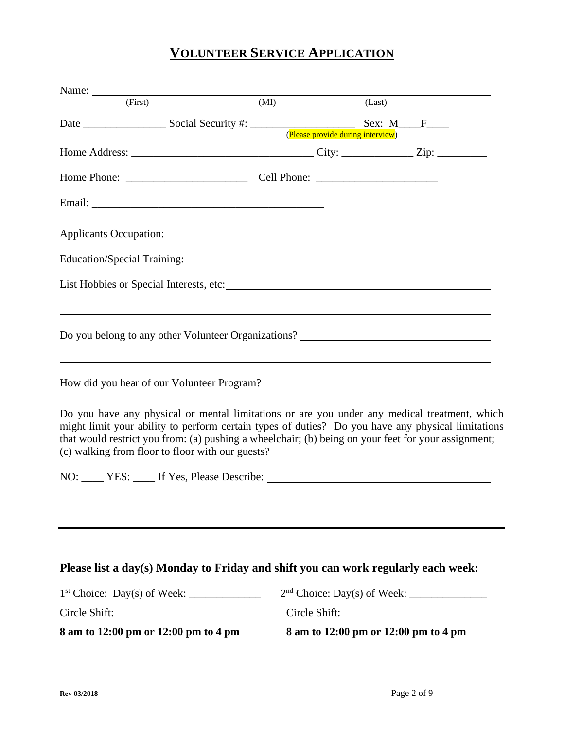# VOLUNTEER SERVICE APPLICATION

Name: ______________________________________________________________________
(First) (MI) (Last)

Date _______________ Social Security #: ___________________ Sex: M____F____
(Please provide during interview)

Home Address: ________________________________ City: _____________ Zip: _________

Home Phone: _____________________ Cell Phone: _____________________

Email: __________________________________________

Applicants Occupation: ______________________________________________________

Education/Special Training: __________________________________________________

List Hobbies or Special Interests, etc: _________________________________________

______________________________________________________________________

Do you belong to any other Volunteer Organizations? ________________________________

______________________________________________________________________

How did you hear of our Volunteer Program? _____________________________________

Do you have any physical or mental limitations or are you under any medical treatment, which might limit your ability to perform certain types of duties? Do you have any physical limitations that would restrict you from: (a) pushing a wheelchair; (b) being on your feet for your assignment; (c) walking from floor to floor with our guests?

NO: ____ YES: ____ If Yes, Please Describe: _____________________________________

______________________________________________________________________

---

**Please list a day(s) Monday to Friday and shift you can work regularly each week:**

1st Choice: Day(s) of Week: _____________

Circle Shift:

**8 am to 12:00 pm or 12:00 pm to 4 pm**

2nd Choice: Day(s) of Week: ______________

Circle Shift:

**8 am to 12:00 pm or 12:00 pm to 4 pm**

Rev 03/2018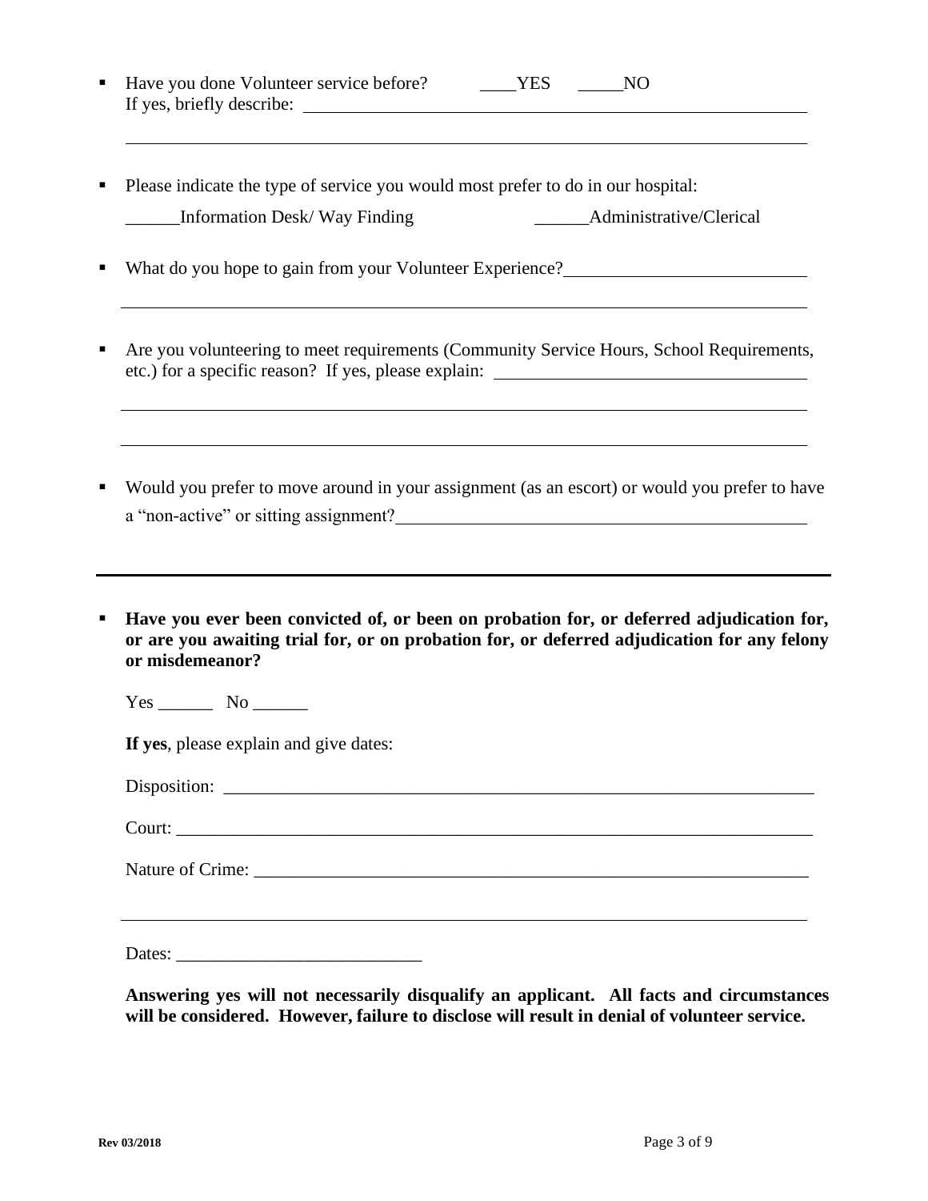- Have you done Volunteer service before? ____YES _____NO
  If yes, briefly describe: ________________________________________________________________

  ________________________________________________________________________________

- Please indicate the type of service you would most prefer to do in our hospital:

  ______Information Desk/ Way Finding ______Administrative/Clerical

- What do you hope to gain from your Volunteer Experience?___________________________

  ________________________________________________________________________________

- Are you volunteering to meet requirements (Community Service Hours, School Requirements, etc.) for a specific reason? If yes, please explain: ___________________________________

  ________________________________________________________________________________

  ________________________________________________________________________________

- Would you prefer to move around in your assignment (as an escort) or would you prefer to have a "non-active" or sitting assignment?_______________________________________________

---

- **Have you ever been convicted of, or been on probation for, or deferred adjudication for, or are you awaiting trial for, or on probation for, or deferred adjudication for any felony or misdemeanor?**

  Yes ______ No ______

  **If yes**, please explain and give dates:

  Disposition: ____________________________________________________________________

  Court: _________________________________________________________________________

  Nature of Crime: ________________________________________________________________

  ________________________________________________________________________________

  Dates: ___________________________

  **Answering yes will not necessarily disqualify an applicant. All facts and circumstances will be considered. However, failure to disclose will result in denial of volunteer service.**

Rev 03/2018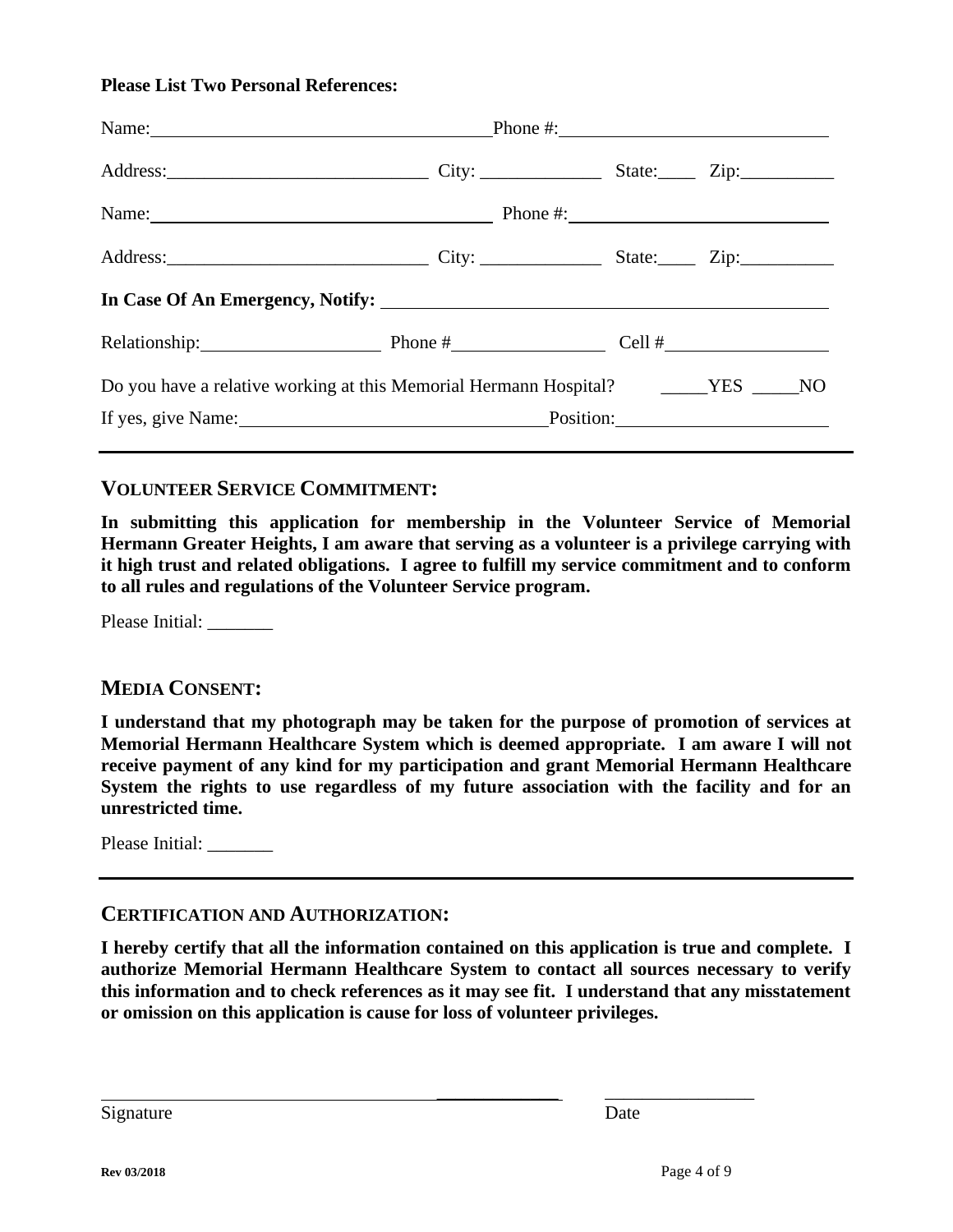**Please List Two Personal References:**

Name:_______________________________ Phone #:_______________________________

Address:_____________________________ City: _____________ State:____ Zip:__________

Name:_______________________________ Phone #:_______________________________

Address:_____________________________ City: _____________ State:____ Zip:__________

**In Case Of An Emergency, Notify:** _______________________________________________

Relationship:___________________ Phone #_________________ Cell #__________________

Do you have a relative working at this Memorial Hermann Hospital? _____YES _____NO

If yes, give Name:_________________________________Position:_______________________

---

## VOLUNTEER SERVICE COMMITMENT:

**In submitting this application for membership in the Volunteer Service of Memorial Hermann Greater Heights, I am aware that serving as a volunteer is a privilege carrying with it high trust and related obligations. I agree to fulfill my service commitment and to conform to all rules and regulations of the Volunteer Service program.**

Please Initial: _______

## MEDIA CONSENT:

**I understand that my photograph may be taken for the purpose of promotion of services at Memorial Hermann Healthcare System which is deemed appropriate. I am aware I will not receive payment of any kind for my participation and grant Memorial Hermann Healthcare System the rights to use regardless of my future association with the facility and for an unrestricted time.**

Please Initial: _______

---

## CERTIFICATION AND AUTHORIZATION:

**I hereby certify that all the information contained on this application is true and complete. I authorize Memorial Hermann Healthcare System to contact all sources necessary to verify this information and to check references as it may see fit. I understand that any misstatement or omission on this application is cause for loss of volunteer privileges.**

_______________________________________________ ________________

Signature Date

Rev 03/2018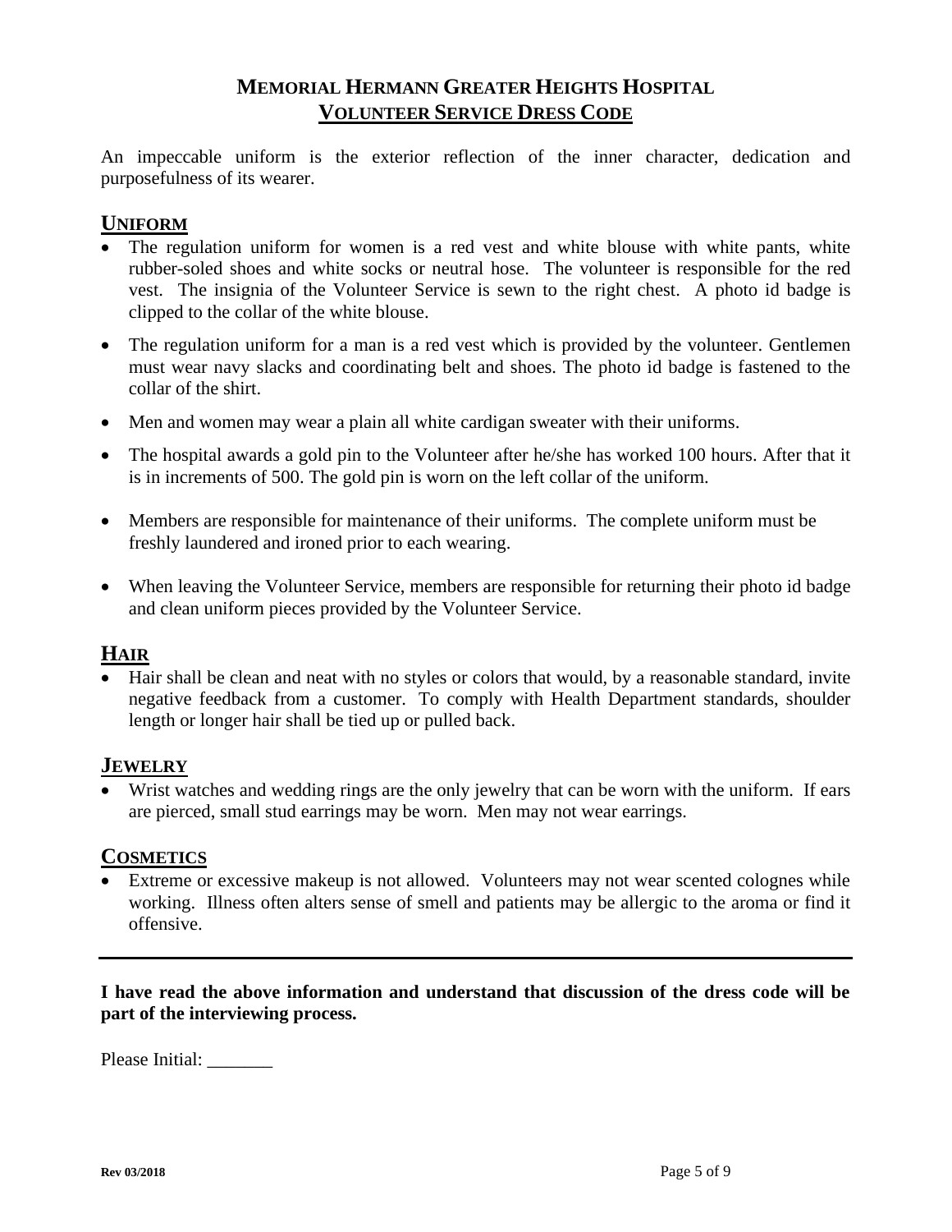# MEMORIAL HERMANN GREATER HEIGHTS HOSPITAL

## VOLUNTEER SERVICE DRESS CODE

An impeccable uniform is the exterior reflection of the inner character, dedication and purposefulness of its wearer.

### UNIFORM

- The regulation uniform for women is a red vest and white blouse with white pants, white rubber-soled shoes and white socks or neutral hose. The volunteer is responsible for the red vest. The insignia of the Volunteer Service is sewn to the right chest. A photo id badge is clipped to the collar of the white blouse.
- The regulation uniform for a man is a red vest which is provided by the volunteer. Gentlemen must wear navy slacks and coordinating belt and shoes. The photo id badge is fastened to the collar of the shirt.
- Men and women may wear a plain all white cardigan sweater with their uniforms.
- The hospital awards a gold pin to the Volunteer after he/she has worked 100 hours. After that it is in increments of 500. The gold pin is worn on the left collar of the uniform.
- Members are responsible for maintenance of their uniforms. The complete uniform must be freshly laundered and ironed prior to each wearing.
- When leaving the Volunteer Service, members are responsible for returning their photo id badge and clean uniform pieces provided by the Volunteer Service.

### HAIR

- Hair shall be clean and neat with no styles or colors that would, by a reasonable standard, invite negative feedback from a customer. To comply with Health Department standards, shoulder length or longer hair shall be tied up or pulled back.

### JEWELRY

- Wrist watches and wedding rings are the only jewelry that can be worn with the uniform. If ears are pierced, small stud earrings may be worn. Men may not wear earrings.

### COSMETICS

- Extreme or excessive makeup is not allowed. Volunteers may not wear scented colognes while working. Illness often alters sense of smell and patients may be allergic to the aroma or find it offensive.

---

**I have read the above information and understand that discussion of the dress code will be part of the interviewing process.**

Please Initial: _______

Rev 03/2018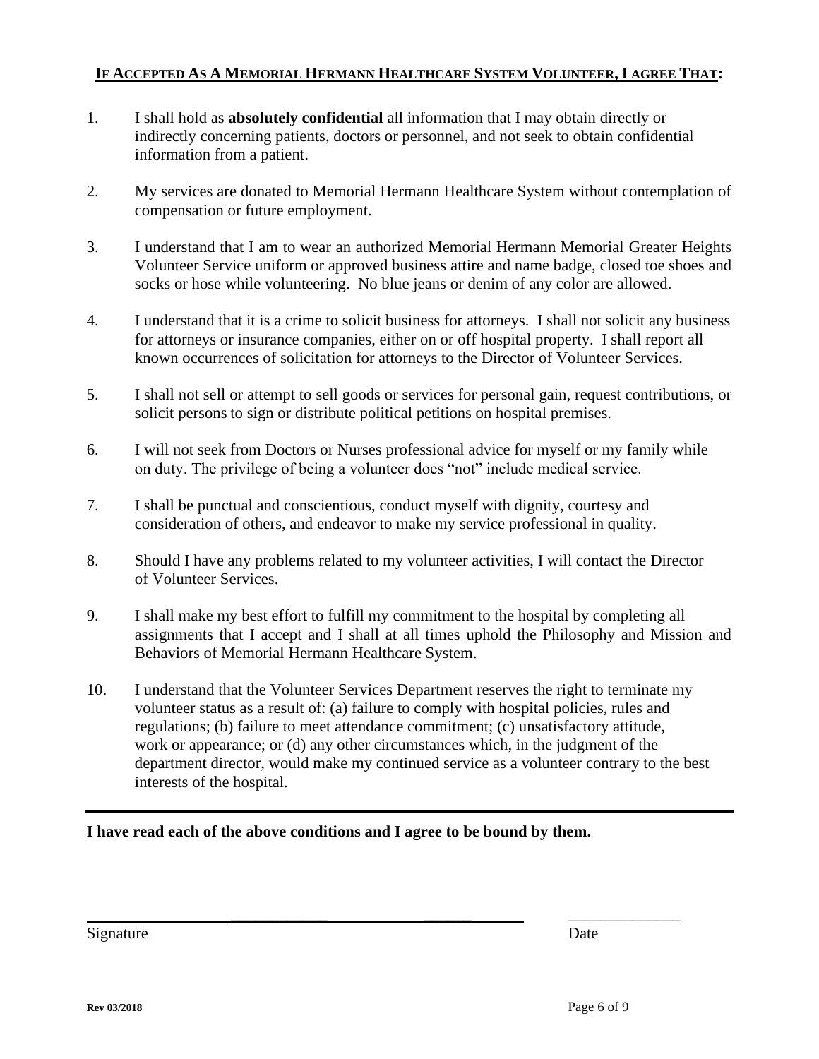## **IF ACCEPTED AS A MEMORIAL HERMANN HEALTHCARE SYSTEM VOLUNTEER, I AGREE THAT:**

1. I shall hold as **absolutely confidential** all information that I may obtain directly or indirectly concerning patients, doctors or personnel, and not seek to obtain confidential information from a patient.

2. My services are donated to Memorial Hermann Healthcare System without contemplation of compensation or future employment.

3. I understand that I am to wear an authorized Memorial Hermann Memorial Greater Heights Volunteer Service uniform or approved business attire and name badge, closed toe shoes and socks or hose while volunteering. No blue jeans or denim of any color are allowed.

4. I understand that it is a crime to solicit business for attorneys. I shall not solicit any business for attorneys or insurance companies, either on or off hospital property. I shall report all known occurrences of solicitation for attorneys to the Director of Volunteer Services.

5. I shall not sell or attempt to sell goods or services for personal gain, request contributions, or solicit persons to sign or distribute political petitions on hospital premises.

6. I will not seek from Doctors or Nurses professional advice for myself or my family while on duty. The privilege of being a volunteer does "not" include medical service.

7. I shall be punctual and conscientious, conduct myself with dignity, courtesy and consideration of others, and endeavor to make my service professional in quality.

8. Should I have any problems related to my volunteer activities, I will contact the Director of Volunteer Services.

9. I shall make my best effort to fulfill my commitment to the hospital by completing all assignments that I accept and I shall at all times uphold the Philosophy and Mission and Behaviors of Memorial Hermann Healthcare System.

10. I understand that the Volunteer Services Department reserves the right to terminate my volunteer status as a result of: (a) failure to comply with hospital policies, rules and regulations; (b) failure to meet attendance commitment; (c) unsatisfactory attitude, work or appearance; or (d) any other circumstances which, in the judgment of the department director, would make my continued service as a volunteer contrary to the best interests of the hospital.

---

**I have read each of the above conditions and I agree to be bound by them.**

________________________________________ ______________

Signature Date

**Rev 03/2018**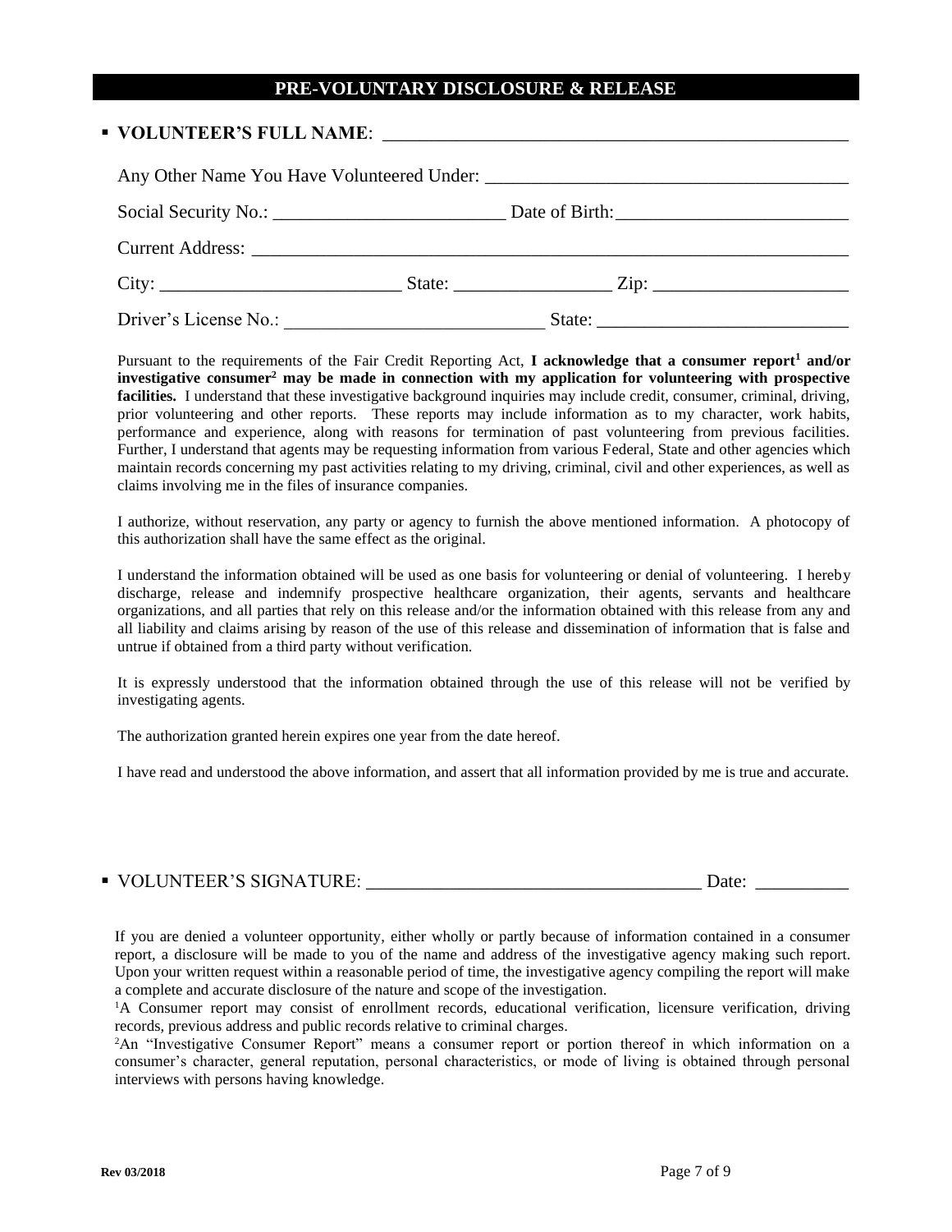# PRE-VOLUNTARY DISCLOSURE & RELEASE

- **VOLUNTEER'S FULL NAME**: ____________________________________________________

Any Other Name You Have Volunteered Under: ______________________________________

Social Security No.: _________________________ Date of Birth: _________________________

Current Address: _________________________________________________________________

City: __________________________ State: _________________ Zip: _____________________

Driver's License No.: ____________________________ State: ___________________________

Pursuant to the requirements of the Fair Credit Reporting Act, **I acknowledge that a consumer report[1] and/or investigative consumer[2] may be made in connection with my application for volunteering with prospective facilities.** I understand that these investigative background inquiries may include credit, consumer, criminal, driving, prior volunteering and other reports. These reports may include information as to my character, work habits, performance and experience, along with reasons for termination of past volunteering from previous facilities. Further, I understand that agents may be requesting information from various Federal, State and other agencies which maintain records concerning my past activities relating to my driving, criminal, civil and other experiences, as well as claims involving me in the files of insurance companies.

I authorize, without reservation, any party or agency to furnish the above mentioned information. A photocopy of this authorization shall have the same effect as the original.

I understand the information obtained will be used as one basis for volunteering or denial of volunteering. I hereby discharge, release and indemnify prospective healthcare organization, their agents, servants and healthcare organizations, and all parties that rely on this release and/or the information obtained with this release from any and all liability and claims arising by reason of the use of this release and dissemination of information that is false and untrue if obtained from a third party without verification.

It is expressly understood that the information obtained through the use of this release will not be verified by investigating agents.

The authorization granted herein expires one year from the date hereof.

I have read and understood the above information, and assert that all information provided by me is true and accurate.

- VOLUNTEER'S SIGNATURE: _____________________________________ Date: __________

If you are denied a volunteer opportunity, either wholly or partly because of information contained in a consumer report, a disclosure will be made to you of the name and address of the investigative agency making such report. Upon your written request within a reasonable period of time, the investigative agency compiling the report will make a complete and accurate disclosure of the nature and scope of the investigation.

[1]A Consumer report may consist of enrollment records, educational verification, licensure verification, driving records, previous address and public records relative to criminal charges.

[2]An "Investigative Consumer Report" means a consumer report or portion thereof in which information on a consumer's character, general reputation, personal characteristics, or mode of living is obtained through personal interviews with persons having knowledge.

Rev 03/2018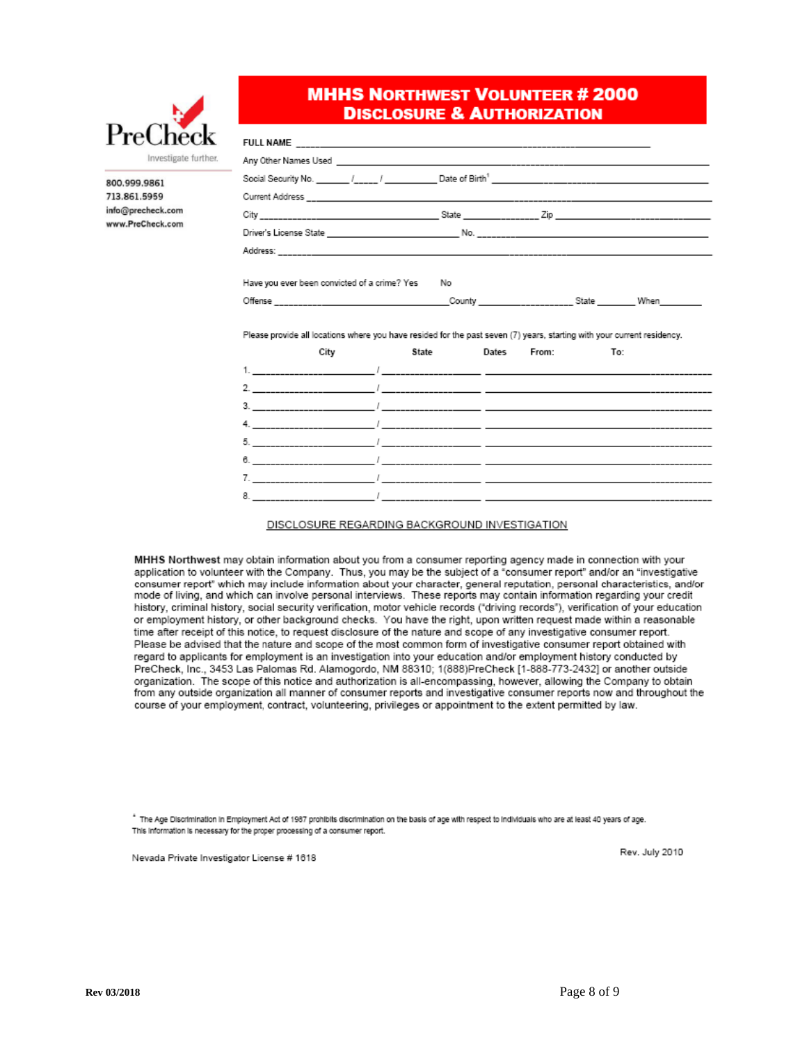PreCheck

Investigate further.

800.999.9861
713.861.5959
info@precheck.com
www.PreCheck.com

# MHHS NORTHWEST VOLUNTEER # 2000
## DISCLOSURE & AUTHORIZATION

**FULL NAME** ______________________________________________

Any Other Names Used ______________________________________________

Social Security No. _______ /_____ / __________ Date of Birth[1] ______________________________

Current Address ______________________________________________

City ______________________________ State ______________ Zip ______________________

Driver's License State ______________________ No. ______________________________

Address: ______________________________________________

Have you ever been convicted of a crime? Yes  No

Offense ______________________ County ________________ State _______ When________

Please provide all locations where you have resided for the past seven (7) years, starting with your current residency.

| | City | State | Dates From: | To: |
|---|---|---|---|---|
| 1. | | | | |
| 2. | | | | |
| 3. | | | | |
| 4. | | | | |
| 5. | | | | |
| 6. | | | | |
| 7. | | | | |
| 8. | | | | |

DISCLOSURE REGARDING BACKGROUND INVESTIGATION

**MHHS Northwest** may obtain information about you from a consumer reporting agency made in connection with your application to volunteer with the Company. Thus, you may be the subject of a "consumer report" and/or an "investigative consumer report" which may include information about your character, general reputation, personal characteristics, and/or mode of living, and which can involve personal interviews. These reports may contain information regarding your credit history, criminal history, social security verification, motor vehicle records ("driving records"), verification of your education or employment history, or other background checks. You have the right, upon written request made within a reasonable time after receipt of this notice, to request disclosure of the nature and scope of any investigative consumer report. Please be advised that the nature and scope of the most common form of investigative consumer report obtained with regard to applicants for employment is an investigation into your education and/or employment history conducted by PreCheck, Inc., 3453 Las Palomas Rd. Alamogordo, NM 88310; 1(888)PreCheck [1-888-773-2432] or another outside organization. The scope of this notice and authorization is all-encompassing, however, allowing the Company to obtain from any outside organization all manner of consumer reports and investigative consumer reports now and throughout the course of your employment, contract, volunteering, privileges or appointment to the extent permitted by law.

[1] The Age Discrimination in Employment Act of 1967 prohibits discrimination on the basis of age with respect to individuals who are at least 40 years of age. This information is necessary for the proper processing of a consumer report.

Nevada Private Investigator License # 1618

Rev. July 2010

Rev 03/2018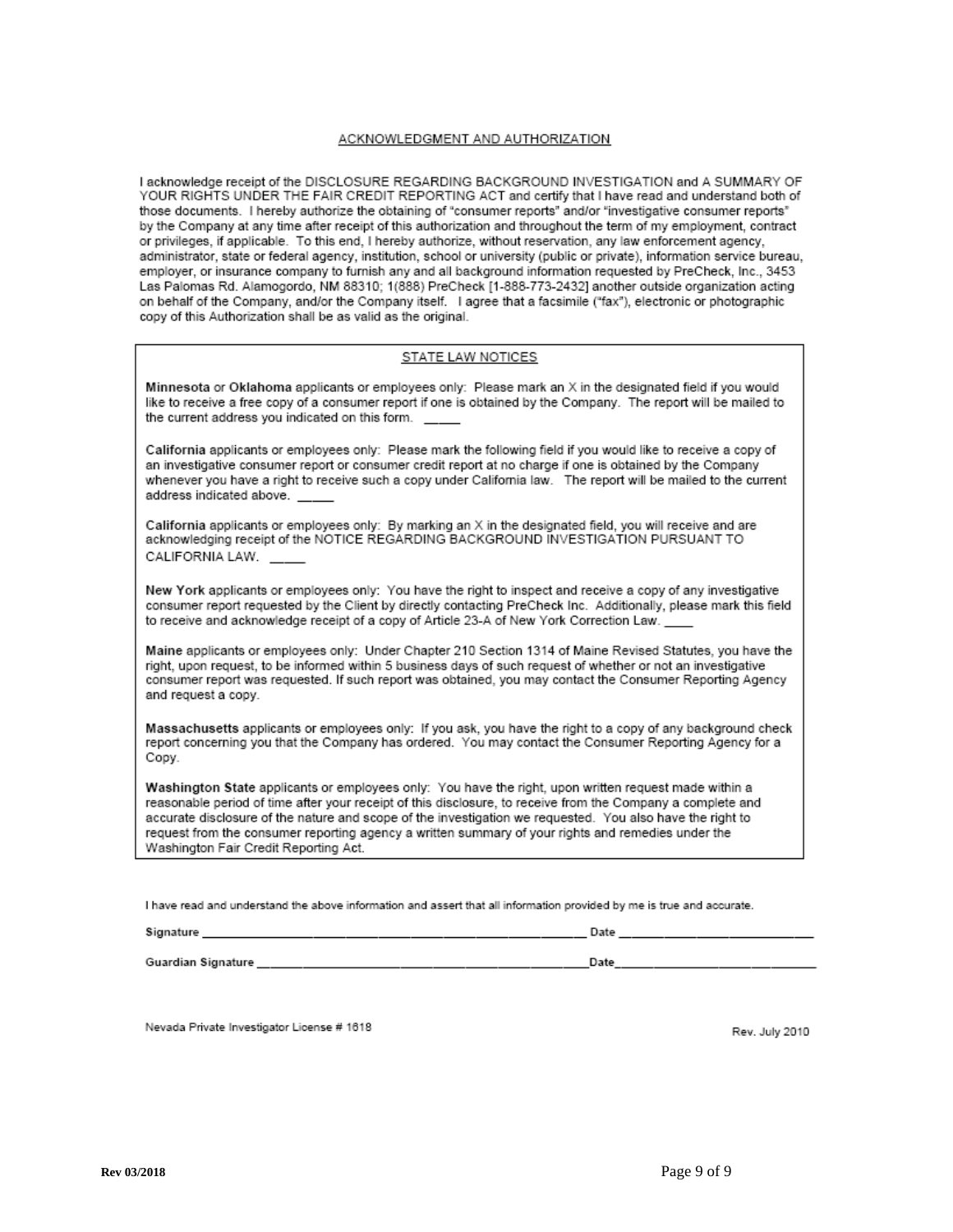## ACKNOWLEDGMENT AND AUTHORIZATION

I acknowledge receipt of the DISCLOSURE REGARDING BACKGROUND INVESTIGATION and A SUMMARY OF YOUR RIGHTS UNDER THE FAIR CREDIT REPORTING ACT and certify that I have read and understand both of those documents. I hereby authorize the obtaining of "consumer reports" and/or "investigative consumer reports" by the Company at any time after receipt of this authorization and throughout the term of my employment, contract or privileges, if applicable. To this end, I hereby authorize, without reservation, any law enforcement agency, administrator, state or federal agency, institution, school or university (public or private), information service bureau, employer, or insurance company to furnish any and all background information requested by PreCheck, Inc., 3453 Las Palomas Rd. Alamogordo, NM 88310; 1(888) PreCheck [1-888-773-2432] another outside organization acting on behalf of the Company, and/or the Company itself. I agree that a facsimile ("fax"), electronic or photographic copy of this Authorization shall be as valid as the original.

### STATE LAW NOTICES

**Minnesota** or **Oklahoma** applicants or employees only: Please mark an X in the designated field if you would like to receive a free copy of a consumer report if one is obtained by the Company. The report will be mailed to the current address you indicated on this form. _____

**California** applicants or employees only: Please mark the following field if you would like to receive a copy of an investigative consumer report or consumer credit report at no charge if one is obtained by the Company whenever you have a right to receive such a copy under California law. The report will be mailed to the current address indicated above. _____

**California** applicants or employees only: By marking an X in the designated field, you will receive and are acknowledging receipt of the NOTICE REGARDING BACKGROUND INVESTIGATION PURSUANT TO CALIFORNIA LAW. _____

**New York** applicants or employees only: You have the right to inspect and receive a copy of any investigative consumer report requested by the Client by directly contacting PreCheck Inc. Additionally, please mark this field to receive and acknowledge receipt of a copy of Article 23-A of New York Correction Law. ____

**Maine** applicants or employees only: Under Chapter 210 Section 1314 of Maine Revised Statutes, you have the right, upon request, to be informed within 5 business days of such request of whether or not an investigative consumer report was requested. If such report was obtained, you may contact the Consumer Reporting Agency and request a copy.

**Massachusetts** applicants or employees only: If you ask, you have the right to a copy of any background check report concerning you that the Company has ordered. You may contact the Consumer Reporting Agency for a Copy.

**Washington State** applicants or employees only: You have the right, upon written request made within a reasonable period of time after your receipt of this disclosure, to receive from the Company a complete and accurate disclosure of the nature and scope of the investigation we requested. You also have the right to request from the consumer reporting agency a written summary of your rights and remedies under the Washington Fair Credit Reporting Act.

I have read and understand the above information and assert that all information provided by me is true and accurate.

**Signature** ______________________________________________ **Date** ______________________

**Guardian Signature** ______________________________________ **Date** ______________________

Nevada Private Investigator License # 1618

Rev. July 2010

**Rev 03/2018**